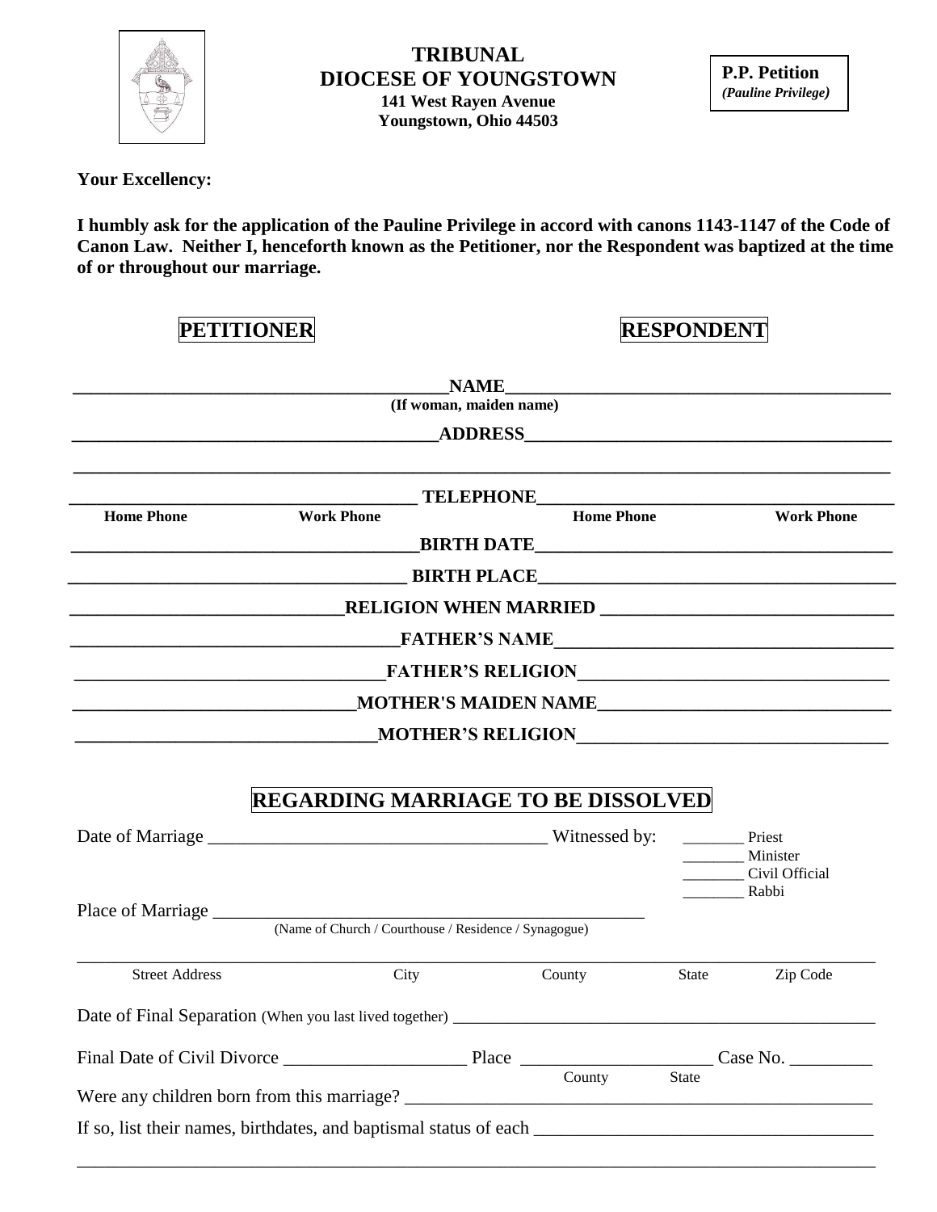**TRIBUNAL**
**DIOCESE OF YOUNGSTOWN**
**141 West Rayen Avenue**
**Youngstown, Ohio 44503**

**P.P. Petition**
***(Pauline Privilege)***

**Your Excellency:**

**I humbly ask for the application of the Pauline Privilege in accord with canons 1143-1147 of the Code of Canon Law. Neither I, henceforth known as the Petitioner, nor the Respondent was baptized at the time of or throughout our marriage.**

| **PETITIONER** | | **RESPONDENT** |
|---|---|---|
| ______________________ | **NAME** (If woman, maiden name) | ______________________ |
| ______________________ | **ADDRESS** | ______________________ |
| ______________________ | | ______________________ |
| ______________________ Home Phone / Work Phone | **TELEPHONE** | ______________________ Home Phone / Work Phone |
| ______________________ | **BIRTH DATE** | ______________________ |
| ______________________ | **BIRTH PLACE** | ______________________ |
| ______________________ | **RELIGION WHEN MARRIED** | ______________________ |
| ______________________ | **FATHER'S NAME** | ______________________ |
| ______________________ | **FATHER'S RELIGION** | ______________________ |
| ______________________ | **MOTHER'S MAIDEN NAME** | ______________________ |
| ______________________ | **MOTHER'S RELIGION** | ______________________ |

## REGARDING MARRIAGE TO BE DISSOLVED

Date of Marriage ____________________________________ Witnessed by:
________ Priest
________ Minister
________ Civil Official
________ Rabbi

Place of Marriage ______________________________________________
(Name of Church / Courthouse / Residence / Synagogue)

________________________________________________________________
Street Address — City — County — State — Zip Code

Date of Final Separation (When you last lived together) ______________________________________

Final Date of Civil Divorce ____________________ Place ____________________ (County, State) Case No. _________

Were any children born from this marriage? ______________________________________________

If so, list their names, birthdates, and baptismal status of each ____________________________________

________________________________________________________________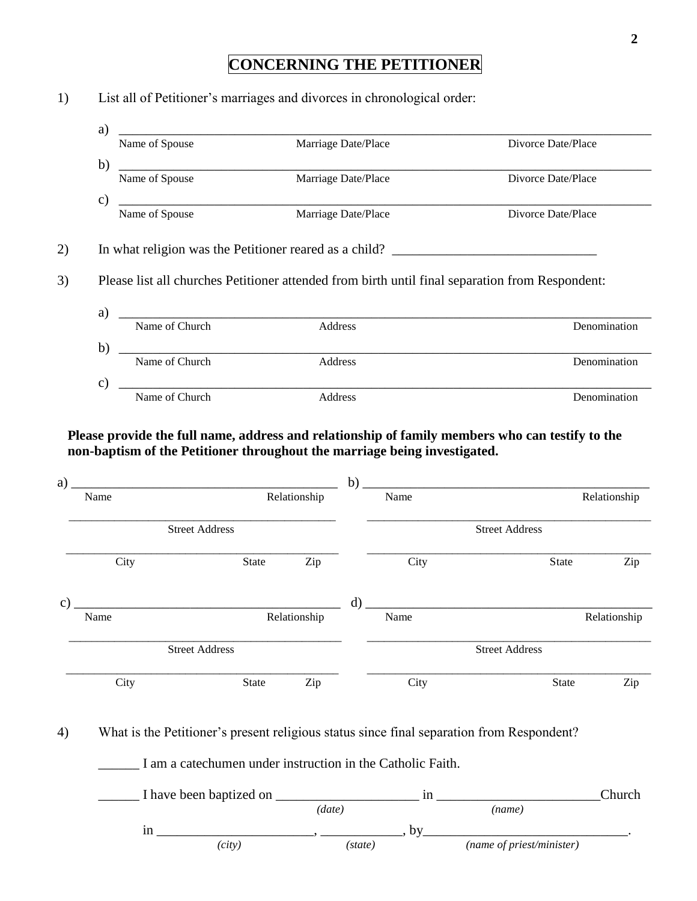# CONCERNING THE PETITIONER

1) List all of Petitioner's marriages and divorces in chronological order:

a) ______________________________________________________________________

Name of Spouse | Marriage Date/Place | Divorce Date/Place

b) ______________________________________________________________________

Name of Spouse | Marriage Date/Place | Divorce Date/Place

c) ______________________________________________________________________

Name of Spouse | Marriage Date/Place | Divorce Date/Place

2) In what religion was the Petitioner reared as a child? ______________________________

3) Please list all churches Petitioner attended from birth until final separation from Respondent:

a) ______________________________________________________________________

Name of Church | Address | Denomination

b) ______________________________________________________________________

Name of Church | Address | Denomination

c) ______________________________________________________________________

Name of Church | Address | Denomination

**Please provide the full name, address and relationship of family members who can testify to the non-baptism of the Petitioner throughout the marriage being investigated.**

a) ________________________________________

Name | Relationship

________________________________________

Street Address

________________________________________

City | State | Zip

b) ________________________________________

Name | Relationship

________________________________________

Street Address

________________________________________

City | State | Zip

c) ________________________________________

Name | Relationship

________________________________________

Street Address

________________________________________

City | State | Zip

d) ________________________________________

Name | Relationship

________________________________________

Street Address

________________________________________

City | State | Zip

4) What is the Petitioner's present religious status since final separation from Respondent?

______ I am a catechumen under instruction in the Catholic Faith.

______ I have been baptized on ____________________ *(date)* in ______________________ *(name)* Church in ______________________ *(city)*, ____________ *(state)*, by______________________________ *(name of priest/minister)*.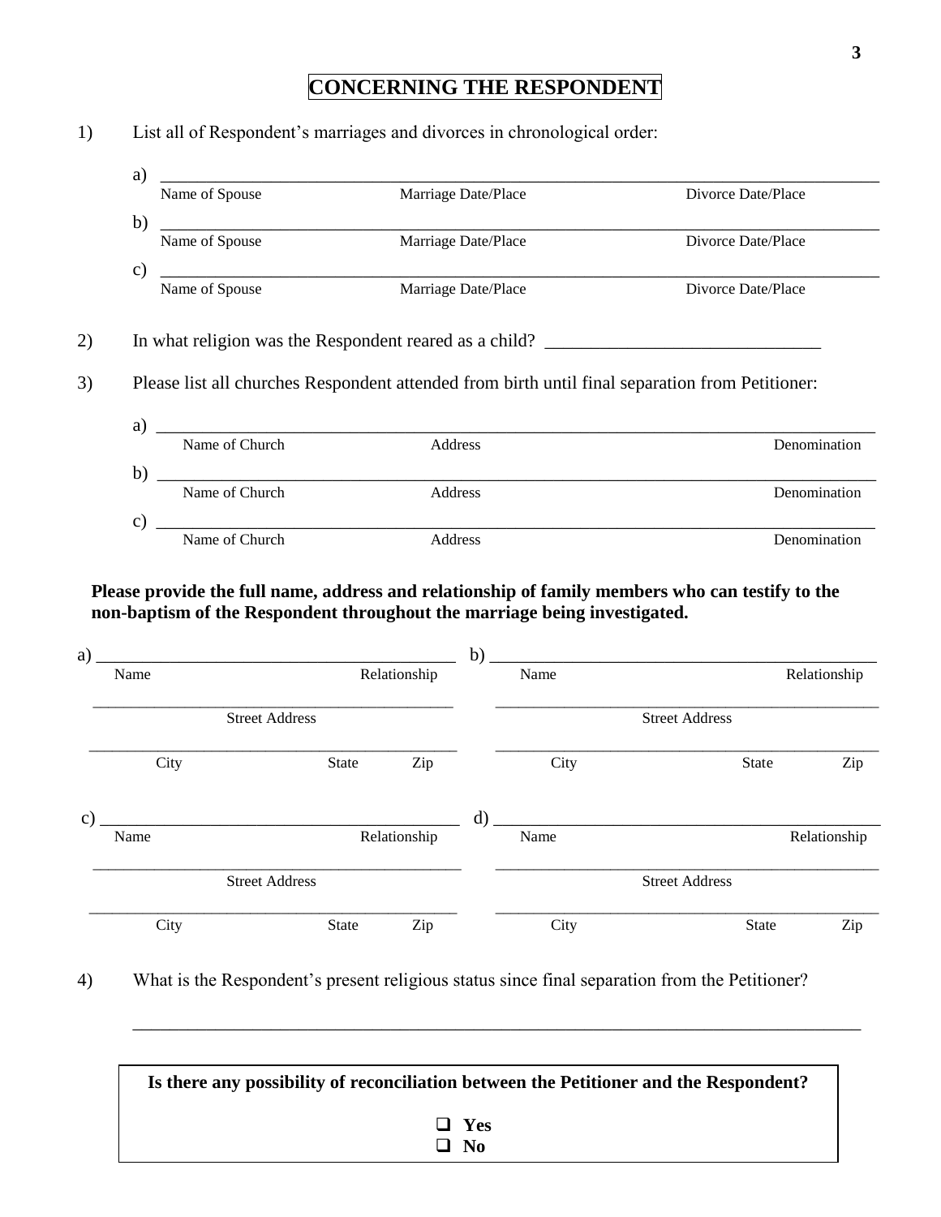# CONCERNING THE RESPONDENT

1) List all of Respondent's marriages and divorces in chronological order:

a) ______________________________________________________________________

Name of Spouse — Marriage Date/Place — Divorce Date/Place

b) ______________________________________________________________________

Name of Spouse — Marriage Date/Place — Divorce Date/Place

c) ______________________________________________________________________

Name of Spouse — Marriage Date/Place — Divorce Date/Place

2) In what religion was the Respondent reared as a child? ______________________________

3) Please list all churches Respondent attended from birth until final separation from Petitioner:

a) ______________________________________________________________________

Name of Church — Address — Denomination

b) ______________________________________________________________________

Name of Church — Address — Denomination

c) ______________________________________________________________________

Name of Church — Address — Denomination

**Please provide the full name, address and relationship of family members who can testify to the non-baptism of the Respondent throughout the marriage being investigated.**

a) ________________________________________

Name — Relationship

________________________________________

Street Address

________________________________________

City — State — Zip

b) ________________________________________

Name — Relationship

________________________________________

Street Address

________________________________________

City — State — Zip

c) ________________________________________

Name — Relationship

________________________________________

Street Address

________________________________________

City — State — Zip

d) ________________________________________

Name — Relationship

________________________________________

Street Address

________________________________________

City — State — Zip

4) What is the Respondent's present religious status since final separation from the Petitioner?

______________________________________________________________________

**Is there any possibility of reconciliation between the Petitioner and the Respondent?**

- ☐ **Yes**
- ☐ **No**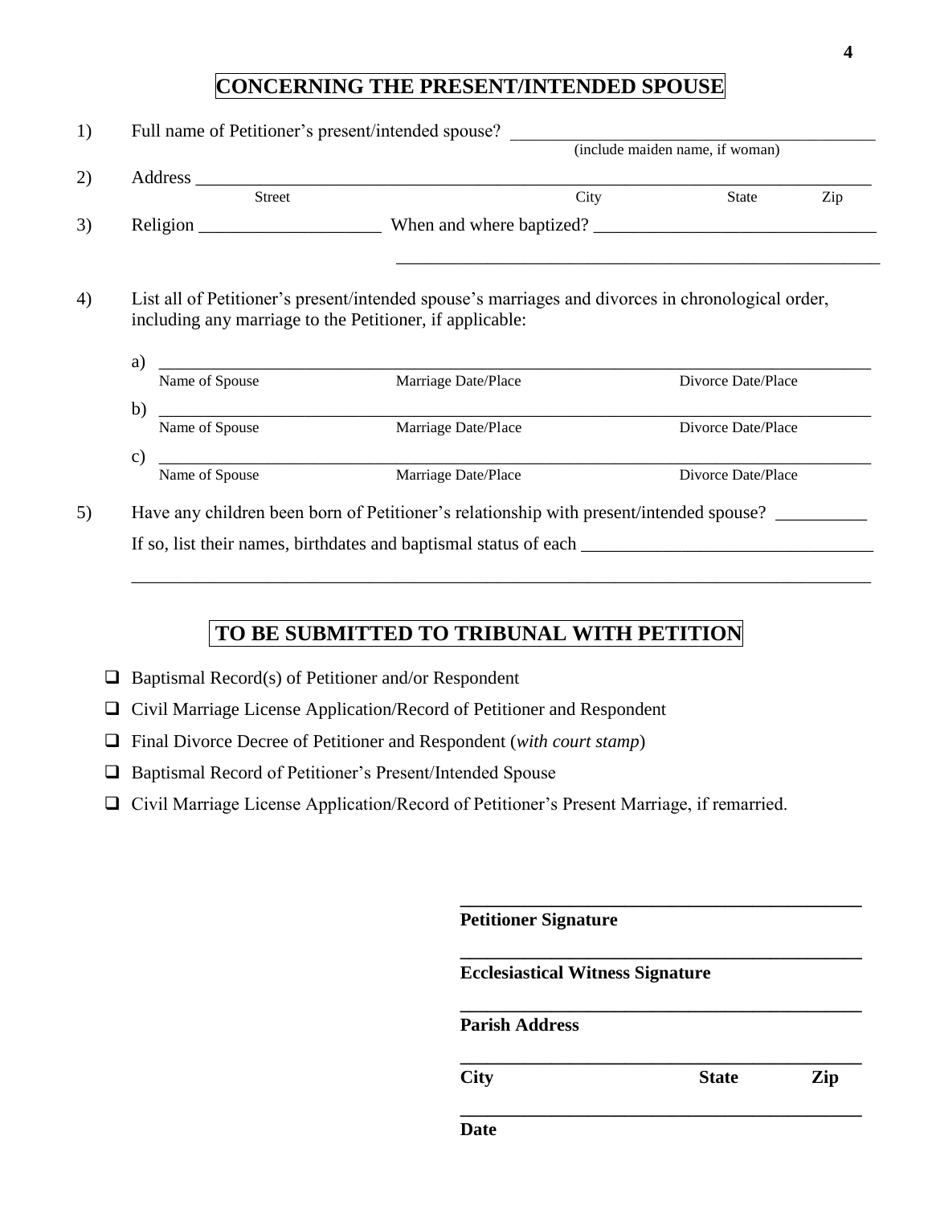## CONCERNING THE PRESENT/INTENDED SPOUSE

1) Full name of Petitioner's present/intended spouse? ________________________________________
(include maiden name, if woman)

2) Address ___________________________________________________________________________
Street City State Zip

3) Religion ____________________ When and where baptized? _______________________________

_____________________________________________________

4) List all of Petitioner's present/intended spouse's marriages and divorces in chronological order, including any marriage to the Petitioner, if applicable:

a) ___________________________________________________________________________
Name of Spouse Marriage Date/Place Divorce Date/Place

b) ___________________________________________________________________________
Name of Spouse Marriage Date/Place Divorce Date/Place

c) ___________________________________________________________________________
Name of Spouse Marriage Date/Place Divorce Date/Place

5) Have any children been born of Petitioner's relationship with present/intended spouse? __________

If so, list their names, birthdates and baptismal status of each ________________________________

_______________________________________________________________________________

## TO BE SUBMITTED TO TRIBUNAL WITH PETITION

- ❑ Baptismal Record(s) of Petitioner and/or Respondent
- ❑ Civil Marriage License Application/Record of Petitioner and Respondent
- ❑ Final Divorce Decree of Petitioner and Respondent (*with court stamp*)
- ❑ Baptismal Record of Petitioner's Present/Intended Spouse
- ❑ Civil Marriage License Application/Record of Petitioner's Present Marriage, if remarried.

_____________________________________________
**Petitioner Signature**

_____________________________________________
**Ecclesiastical Witness Signature**

_____________________________________________
**Parish Address**

_____________________________________________
**City State Zip**

_____________________________________________
**Date**